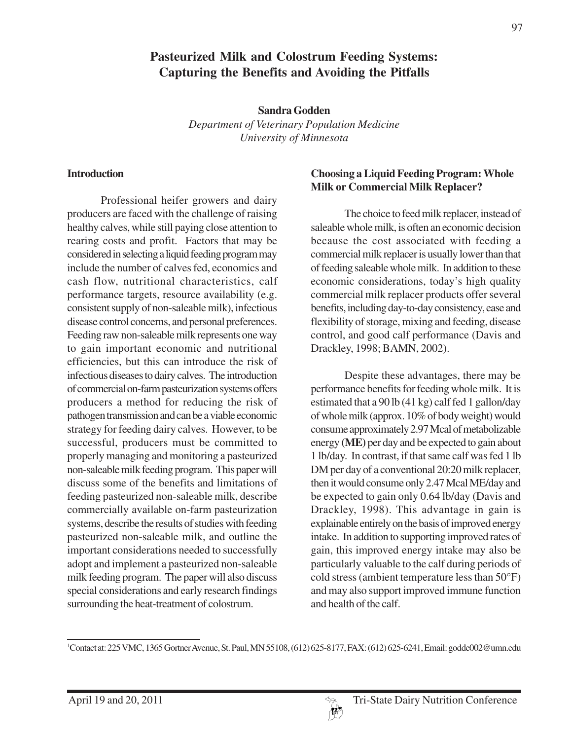# Pasteurized Milk and Colostrum Feeding Systems: Capturing the Benefits and Avoiding the Pitfalls

**Sandra Godden**

*Department of Veterinary Population Medicine*
*University of Minnesota*

## Introduction

Professional heifer growers and dairy producers are faced with the challenge of raising healthy calves, while still paying close attention to rearing costs and profit. Factors that may be considered in selecting a liquid feeding program may include the number of calves fed, economics and cash flow, nutritional characteristics, calf performance targets, resource availability (e.g. consistent supply of non-saleable milk), infectious disease control concerns, and personal preferences. Feeding raw non-saleable milk represents one way to gain important economic and nutritional efficiencies, but this can introduce the risk of infectious diseases to dairy calves. The introduction of commercial on-farm pasteurization systems offers producers a method for reducing the risk of pathogen transmission and can be a viable economic strategy for feeding dairy calves. However, to be successful, producers must be committed to properly managing and monitoring a pasteurized non-saleable milk feeding program. This paper will discuss some of the benefits and limitations of feeding pasteurized non-saleable milk, describe commercially available on-farm pasteurization systems, describe the results of studies with feeding pasteurized non-saleable milk, and outline the important considerations needed to successfully adopt and implement a pasteurized non-saleable milk feeding program. The paper will also discuss special considerations and early research findings surrounding the heat-treatment of colostrum.

## Choosing a Liquid Feeding Program: Whole Milk or Commercial Milk Replacer?

The choice to feed milk replacer, instead of saleable whole milk, is often an economic decision because the cost associated with feeding a commercial milk replacer is usually lower than that of feeding saleable whole milk. In addition to these economic considerations, today's high quality commercial milk replacer products offer several benefits, including day-to-day consistency, ease and flexibility of storage, mixing and feeding, disease control, and good calf performance (Davis and Drackley, 1998; BAMN, 2002).

Despite these advantages, there may be performance benefits for feeding whole milk. It is estimated that a 90 lb (41 kg) calf fed 1 gallon/day of whole milk (approx. 10% of body weight) would consume approximately 2.97 Mcal of metabolizable energy **(ME)** per day and be expected to gain about 1 lb/day. In contrast, if that same calf was fed 1 lb DM per day of a conventional 20:20 milk replacer, then it would consume only 2.47 Mcal ME/day and be expected to gain only 0.64 lb/day (Davis and Drackley, 1998). This advantage in gain is explainable entirely on the basis of improved energy intake. In addition to supporting improved rates of gain, this improved energy intake may also be particularly valuable to the calf during periods of cold stress (ambient temperature less than 50°F) and may also support improved immune function and health of the calf.

---

[1]Contact at: 225 VMC, 1365 Gortner Avenue, St. Paul, MN 55108, (612) 625-8177, FAX: (612) 625-6241, Email: godde002@umn.edu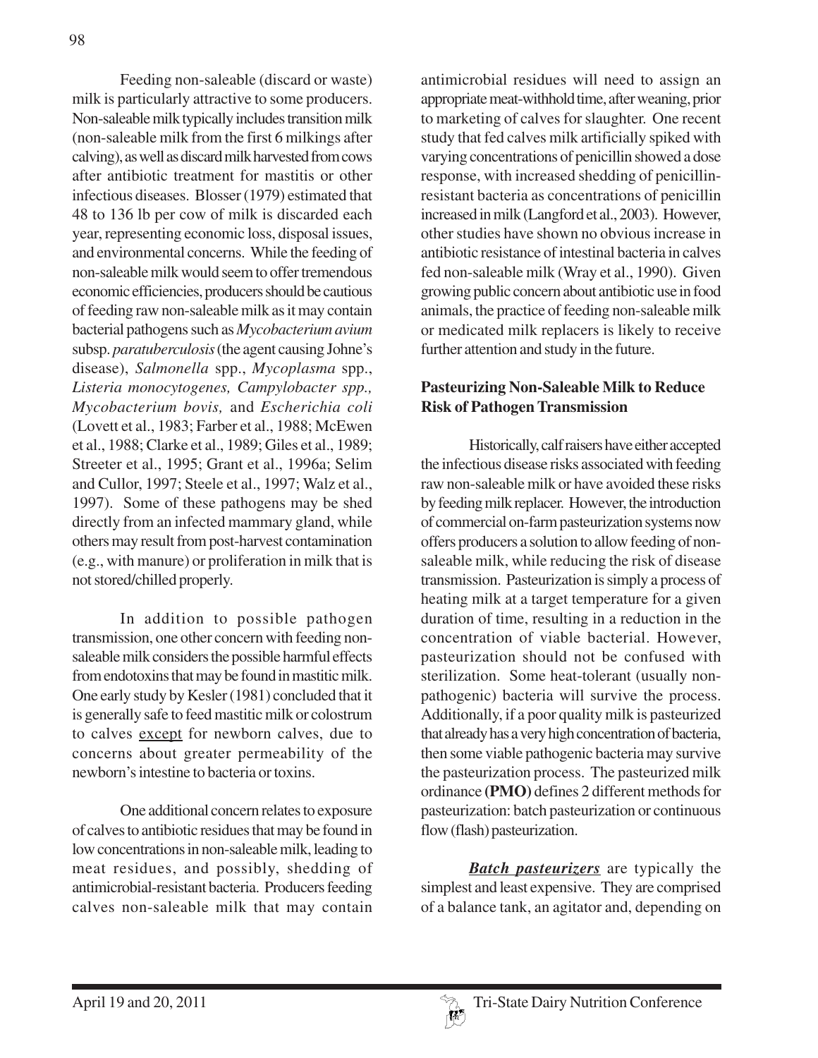Feeding non-saleable (discard or waste) milk is particularly attractive to some producers. Non-saleable milk typically includes transition milk (non-saleable milk from the first 6 milkings after calving), as well as discard milk harvested from cows after antibiotic treatment for mastitis or other infectious diseases. Blosser (1979) estimated that 48 to 136 lb per cow of milk is discarded each year, representing economic loss, disposal issues, and environmental concerns. While the feeding of non-saleable milk would seem to offer tremendous economic efficiencies, producers should be cautious of feeding raw non-saleable milk as it may contain bacterial pathogens such as *Mycobacterium avium* subsp. *paratuberculosis* (the agent causing Johne's disease), *Salmonella* spp., *Mycoplasma* spp., *Listeria monocytogenes, Campylobacter spp., Mycobacterium bovis,* and *Escherichia coli* (Lovett et al., 1983; Farber et al., 1988; McEwen et al., 1988; Clarke et al., 1989; Giles et al., 1989; Streeter et al., 1995; Grant et al., 1996a; Selim and Cullor, 1997; Steele et al., 1997; Walz et al., 1997). Some of these pathogens may be shed directly from an infected mammary gland, while others may result from post-harvest contamination (e.g., with manure) or proliferation in milk that is not stored/chilled properly.

In addition to possible pathogen transmission, one other concern with feeding non-saleable milk considers the possible harmful effects from endotoxins that may be found in mastitic milk. One early study by Kesler (1981) concluded that it is generally safe to feed mastitic milk or colostrum to calves <u>except</u> for newborn calves, due to concerns about greater permeability of the newborn's intestine to bacteria or toxins.

One additional concern relates to exposure of calves to antibiotic residues that may be found in low concentrations in non-saleable milk, leading to meat residues, and possibly, shedding of antimicrobial-resistant bacteria. Producers feeding calves non-saleable milk that may contain antimicrobial residues will need to assign an appropriate meat-withhold time, after weaning, prior to marketing of calves for slaughter. One recent study that fed calves milk artificially spiked with varying concentrations of penicillin showed a dose response, with increased shedding of penicillin-resistant bacteria as concentrations of penicillin increased in milk (Langford et al., 2003). However, other studies have shown no obvious increase in antibiotic resistance of intestinal bacteria in calves fed non-saleable milk (Wray et al., 1990). Given growing public concern about antibiotic use in food animals, the practice of feeding non-saleable milk or medicated milk replacers is likely to receive further attention and study in the future.

**Pasteurizing Non-Saleable Milk to Reduce Risk of Pathogen Transmission**

Historically, calf raisers have either accepted the infectious disease risks associated with feeding raw non-saleable milk or have avoided these risks by feeding milk replacer. However, the introduction of commercial on-farm pasteurization systems now offers producers a solution to allow feeding of non-saleable milk, while reducing the risk of disease transmission. Pasteurization is simply a process of heating milk at a target temperature for a given duration of time, resulting in a reduction in the concentration of viable bacterial. However, pasteurization should not be confused with sterilization. Some heat-tolerant (usually non-pathogenic) bacteria will survive the process. Additionally, if a poor quality milk is pasteurized that already has a very high concentration of bacteria, then some viable pathogenic bacteria may survive the pasteurization process. The pasteurized milk ordinance **(PMO)** defines 2 different methods for pasteurization: batch pasteurization or continuous flow (flash) pasteurization.

***<u>Batch pasteurizers</u>*** are typically the simplest and least expensive. They are comprised of a balance tank, an agitator and, depending on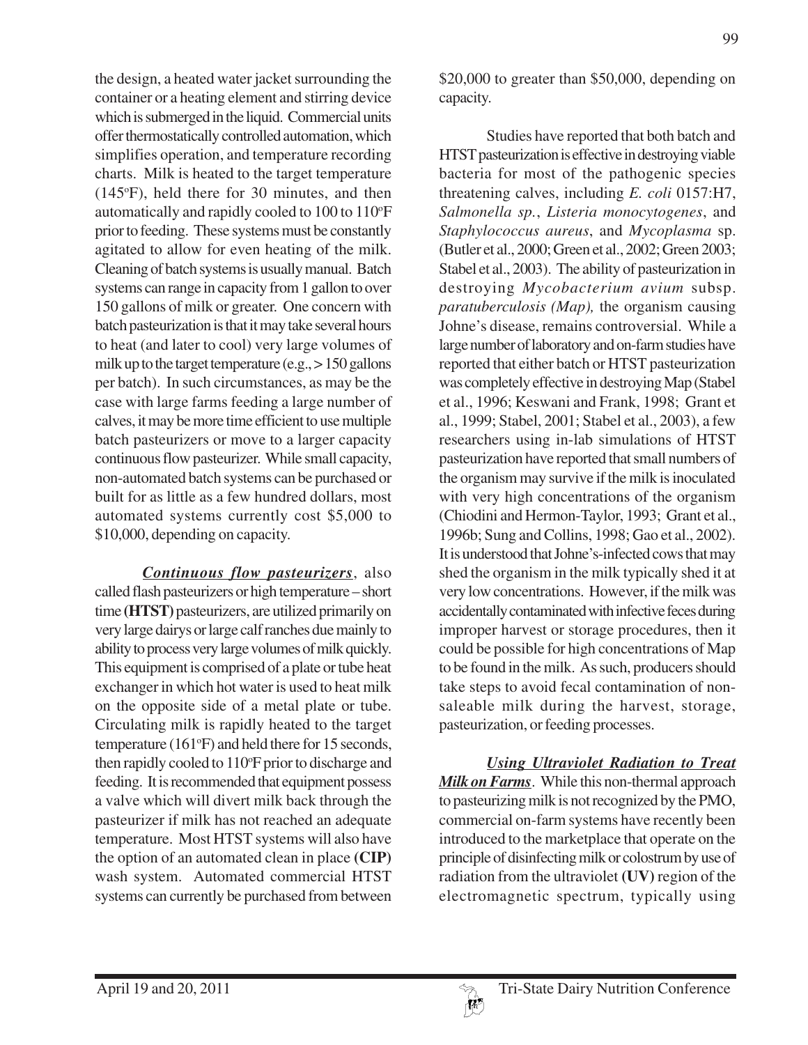the design, a heated water jacket surrounding the container or a heating element and stirring device which is submerged in the liquid. Commercial units offer thermostatically controlled automation, which simplifies operation, and temperature recording charts. Milk is heated to the target temperature (145°F), held there for 30 minutes, and then automatically and rapidly cooled to 100 to 110°F prior to feeding. These systems must be constantly agitated to allow for even heating of the milk. Cleaning of batch systems is usually manual. Batch systems can range in capacity from 1 gallon to over 150 gallons of milk or greater. One concern with batch pasteurization is that it may take several hours to heat (and later to cool) very large volumes of milk up to the target temperature (e.g., > 150 gallons per batch). In such circumstances, as may be the case with large farms feeding a large number of calves, it may be more time efficient to use multiple batch pasteurizers or move to a larger capacity continuous flow pasteurizer. While small capacity, non-automated batch systems can be purchased or built for as little as a few hundred dollars, most automated systems currently cost $5,000 to $10,000, depending on capacity.

***Continuous flow pasteurizers***, also called flash pasteurizers or high temperature – short time **(HTST)** pasteurizers, are utilized primarily on very large dairys or large calf ranches due mainly to ability to process very large volumes of milk quickly. This equipment is comprised of a plate or tube heat exchanger in which hot water is used to heat milk on the opposite side of a metal plate or tube. Circulating milk is rapidly heated to the target temperature (161°F) and held there for 15 seconds, then rapidly cooled to 110°F prior to discharge and feeding. It is recommended that equipment possess a valve which will divert milk back through the pasteurizer if milk has not reached an adequate temperature. Most HTST systems will also have the option of an automated clean in place **(CIP)** wash system. Automated commercial HTST systems can currently be purchased from between $20,000 to greater than $50,000, depending on capacity.

Studies have reported that both batch and HTST pasteurization is effective in destroying viable bacteria for most of the pathogenic species threatening calves, including *E. coli* 0157:H7, *Salmonella sp.*, *Listeria monocytogenes*, and *Staphylococcus aureus*, and *Mycoplasma* sp. (Butler et al., 2000; Green et al., 2002; Green 2003; Stabel et al., 2003). The ability of pasteurization in destroying *Mycobacterium avium* subsp. *paratuberculosis (Map),* the organism causing Johne's disease, remains controversial. While a large number of laboratory and on-farm studies have reported that either batch or HTST pasteurization was completely effective in destroying Map (Stabel et al., 1996; Keswani and Frank, 1998; Grant et al., 1999; Stabel, 2001; Stabel et al., 2003), a few researchers using in-lab simulations of HTST pasteurization have reported that small numbers of the organism may survive if the milk is inoculated with very high concentrations of the organism (Chiodini and Hermon-Taylor, 1993; Grant et al., 1996b; Sung and Collins, 1998; Gao et al., 2002). It is understood that Johne's-infected cows that may shed the organism in the milk typically shed it at very low concentrations. However, if the milk was accidentally contaminated with infective feces during improper harvest or storage procedures, then it could be possible for high concentrations of Map to be found in the milk. As such, producers should take steps to avoid fecal contamination of non-saleable milk during the harvest, storage, pasteurization, or feeding processes.

***Using Ultraviolet Radiation to Treat Milk on Farms***. While this non-thermal approach to pasteurizing milk is not recognized by the PMO, commercial on-farm systems have recently been introduced to the marketplace that operate on the principle of disinfecting milk or colostrum by use of radiation from the ultraviolet **(UV)** region of the electromagnetic spectrum, typically using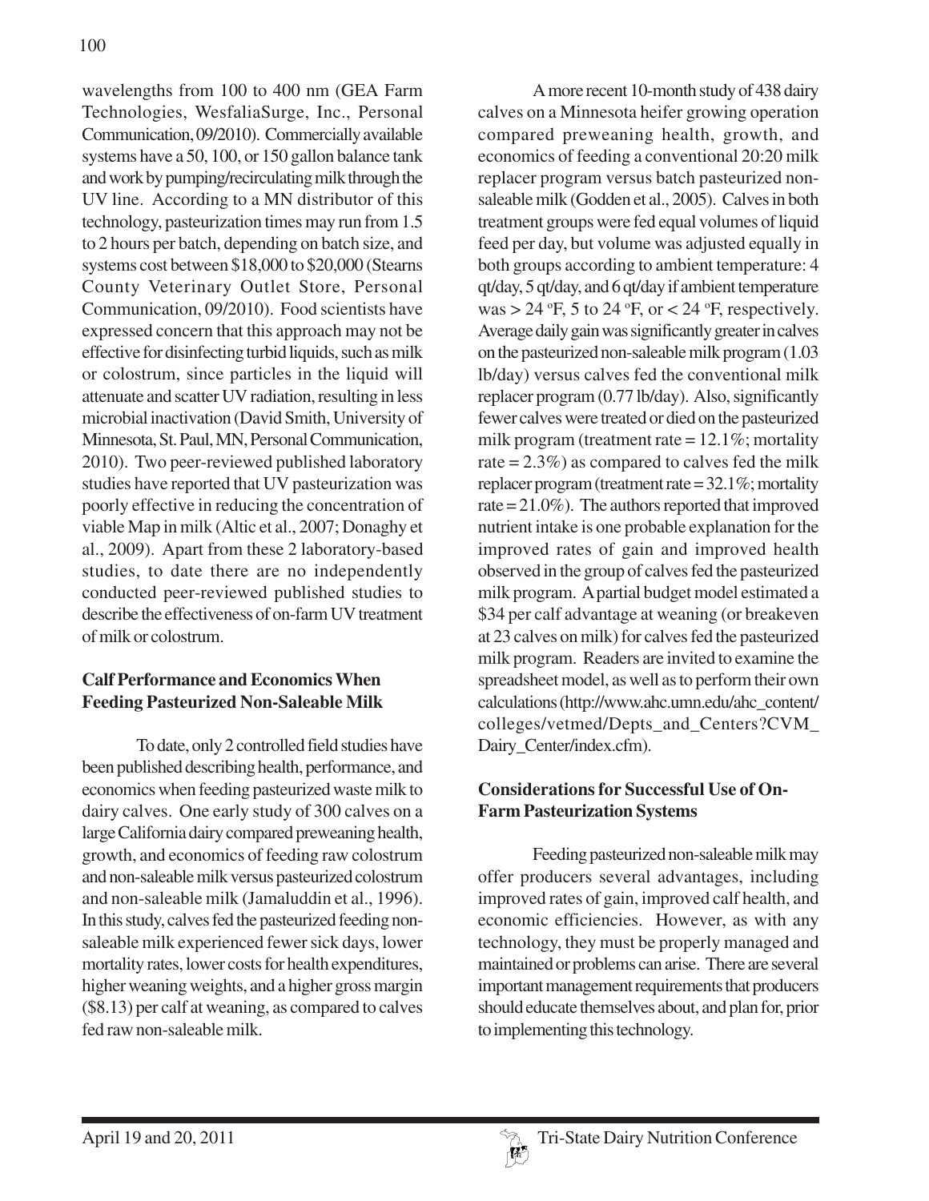wavelengths from 100 to 400 nm (GEA Farm Technologies, WesfaliaSurge, Inc., Personal Communication, 09/2010). Commercially available systems have a 50, 100, or 150 gallon balance tank and work by pumping/recirculating milk through the UV line. According to a MN distributor of this technology, pasteurization times may run from 1.5 to 2 hours per batch, depending on batch size, and systems cost between $18,000 to $20,000 (Stearns County Veterinary Outlet Store, Personal Communication, 09/2010). Food scientists have expressed concern that this approach may not be effective for disinfecting turbid liquids, such as milk or colostrum, since particles in the liquid will attenuate and scatter UV radiation, resulting in less microbial inactivation (David Smith, University of Minnesota, St. Paul, MN, Personal Communication, 2010). Two peer-reviewed published laboratory studies have reported that UV pasteurization was poorly effective in reducing the concentration of viable Map in milk (Altic et al., 2007; Donaghy et al., 2009). Apart from these 2 laboratory-based studies, to date there are no independently conducted peer-reviewed published studies to describe the effectiveness of on-farm UV treatment of milk or colostrum.

## Calf Performance and Economics When Feeding Pasteurized Non-Saleable Milk

To date, only 2 controlled field studies have been published describing health, performance, and economics when feeding pasteurized waste milk to dairy calves. One early study of 300 calves on a large California dairy compared preweaning health, growth, and economics of feeding raw colostrum and non-saleable milk versus pasteurized colostrum and non-saleable milk (Jamaluddin et al., 1996). In this study, calves fed the pasteurized feeding non-saleable milk experienced fewer sick days, lower mortality rates, lower costs for health expenditures, higher weaning weights, and a higher gross margin ($8.13) per calf at weaning, as compared to calves fed raw non-saleable milk.

A more recent 10-month study of 438 dairy calves on a Minnesota heifer growing operation compared preweaning health, growth, and economics of feeding a conventional 20:20 milk replacer program versus batch pasteurized non-saleable milk (Godden et al., 2005). Calves in both treatment groups were fed equal volumes of liquid feed per day, but volume was adjusted equally in both groups according to ambient temperature: 4 qt/day, 5 qt/day, and 6 qt/day if ambient temperature was > 24 °F, 5 to 24 °F, or < 24 °F, respectively. Average daily gain was significantly greater in calves on the pasteurized non-saleable milk program (1.03 lb/day) versus calves fed the conventional milk replacer program (0.77 lb/day). Also, significantly fewer calves were treated or died on the pasteurized milk program (treatment rate = 12.1%; mortality rate = 2.3%) as compared to calves fed the milk replacer program (treatment rate = 32.1%; mortality rate = 21.0%). The authors reported that improved nutrient intake is one probable explanation for the improved rates of gain and improved health observed in the group of calves fed the pasteurized milk program. A partial budget model estimated a $34 per calf advantage at weaning (or breakeven at 23 calves on milk) for calves fed the pasteurized milk program. Readers are invited to examine the spreadsheet model, as well as to perform their own calculations (http://www.ahc.umn.edu/ahc_content/colleges/vetmed/Depts_and_Centers?CVM_Dairy_Center/index.cfm).

## Considerations for Successful Use of On-Farm Pasteurization Systems

Feeding pasteurized non-saleable milk may offer producers several advantages, including improved rates of gain, improved calf health, and economic efficiencies. However, as with any technology, they must be properly managed and maintained or problems can arise. There are several important management requirements that producers should educate themselves about, and plan for, prior to implementing this technology.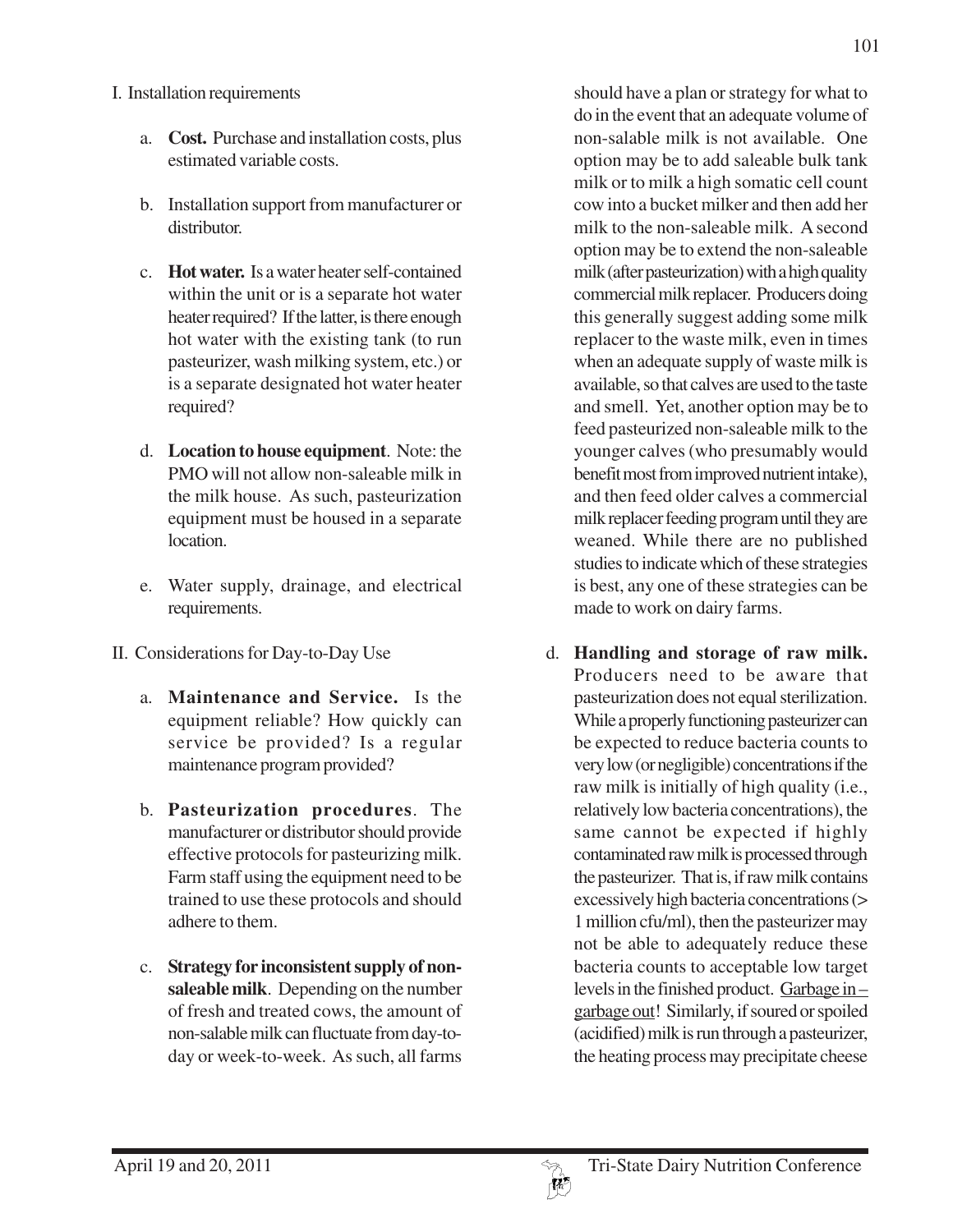I. Installation requirements

a. **Cost.** Purchase and installation costs, plus estimated variable costs.

b. Installation support from manufacturer or distributor.

c. **Hot water.** Is a water heater self-contained within the unit or is a separate hot water heater required? If the latter, is there enough hot water with the existing tank (to run pasteurizer, wash milking system, etc.) or is a separate designated hot water heater required?

d. **Location to house equipment**. Note: the PMO will not allow non-saleable milk in the milk house. As such, pasteurization equipment must be housed in a separate location.

e. Water supply, drainage, and electrical requirements.

II. Considerations for Day-to-Day Use

a. **Maintenance and Service.** Is the equipment reliable? How quickly can service be provided? Is a regular maintenance program provided?

b. **Pasteurization procedures**. The manufacturer or distributor should provide effective protocols for pasteurizing milk. Farm staff using the equipment need to be trained to use these protocols and should adhere to them.

c. **Strategy for inconsistent supply of non-saleable milk**. Depending on the number of fresh and treated cows, the amount of non-salable milk can fluctuate from day-to-day or week-to-week. As such, all farms should have a plan or strategy for what to do in the event that an adequate volume of non-salable milk is not available. One option may be to add saleable bulk tank milk or to milk a high somatic cell count cow into a bucket milker and then add her milk to the non-saleable milk. A second option may be to extend the non-saleable milk (after pasteurization) with a high quality commercial milk replacer. Producers doing this generally suggest adding some milk replacer to the waste milk, even in times when an adequate supply of waste milk is available, so that calves are used to the taste and smell. Yet, another option may be to feed pasteurized non-saleable milk to the younger calves (who presumably would benefit most from improved nutrient intake), and then feed older calves a commercial milk replacer feeding program until they are weaned. While there are no published studies to indicate which of these strategies is best, any one of these strategies can be made to work on dairy farms.

d. **Handling and storage of raw milk.** Producers need to be aware that pasteurization does not equal sterilization. While a properly functioning pasteurizer can be expected to reduce bacteria counts to very low (or negligible) concentrations if the raw milk is initially of high quality (i.e., relatively low bacteria concentrations), the same cannot be expected if highly contaminated raw milk is processed through the pasteurizer. That is, if raw milk contains excessively high bacteria concentrations (> 1 million cfu/ml), then the pasteurizer may not be able to adequately reduce these bacteria counts to acceptable low target levels in the finished product. Garbage in – garbage out! Similarly, if soured or spoiled (acidified) milk is run through a pasteurizer, the heating process may precipitate cheese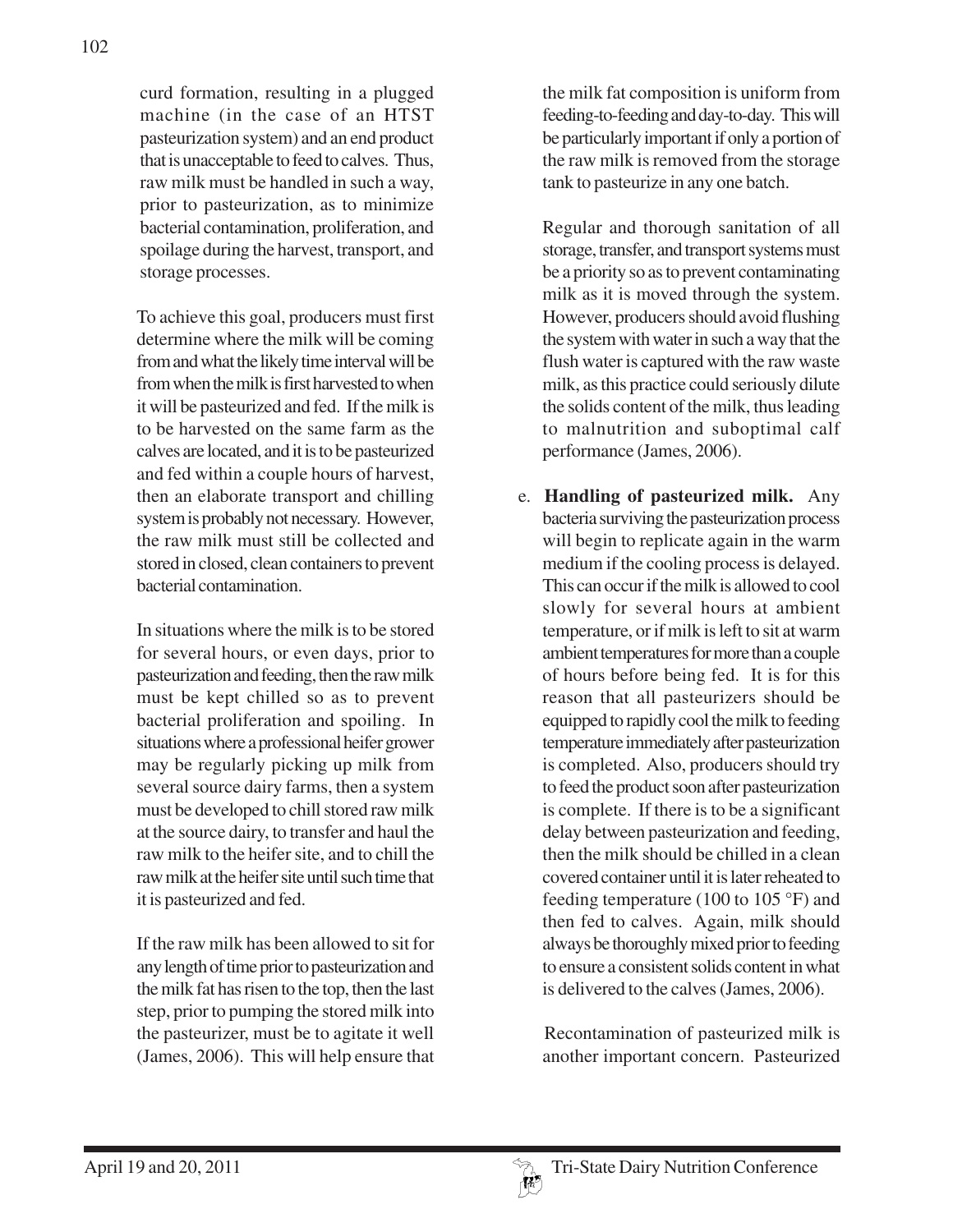curd formation, resulting in a plugged machine (in the case of an HTST pasteurization system) and an end product that is unacceptable to feed to calves. Thus, raw milk must be handled in such a way, prior to pasteurization, as to minimize bacterial contamination, proliferation, and spoilage during the harvest, transport, and storage processes.

To achieve this goal, producers must first determine where the milk will be coming from and what the likely time interval will be from when the milk is first harvested to when it will be pasteurized and fed. If the milk is to be harvested on the same farm as the calves are located, and it is to be pasteurized and fed within a couple hours of harvest, then an elaborate transport and chilling system is probably not necessary. However, the raw milk must still be collected and stored in closed, clean containers to prevent bacterial contamination.

In situations where the milk is to be stored for several hours, or even days, prior to pasteurization and feeding, then the raw milk must be kept chilled so as to prevent bacterial proliferation and spoiling. In situations where a professional heifer grower may be regularly picking up milk from several source dairy farms, then a system must be developed to chill stored raw milk at the source dairy, to transfer and haul the raw milk to the heifer site, and to chill the raw milk at the heifer site until such time that it is pasteurized and fed.

If the raw milk has been allowed to sit for any length of time prior to pasteurization and the milk fat has risen to the top, then the last step, prior to pumping the stored milk into the pasteurizer, must be to agitate it well (James, 2006). This will help ensure that the milk fat composition is uniform from feeding-to-feeding and day-to-day. This will be particularly important if only a portion of the raw milk is removed from the storage tank to pasteurize in any one batch.

Regular and thorough sanitation of all storage, transfer, and transport systems must be a priority so as to prevent contaminating milk as it is moved through the system. However, producers should avoid flushing the system with water in such a way that the flush water is captured with the raw waste milk, as this practice could seriously dilute the solids content of the milk, thus leading to malnutrition and suboptimal calf performance (James, 2006).

e. **Handling of pasteurized milk.** Any bacteria surviving the pasteurization process will begin to replicate again in the warm medium if the cooling process is delayed. This can occur if the milk is allowed to cool slowly for several hours at ambient temperature, or if milk is left to sit at warm ambient temperatures for more than a couple of hours before being fed. It is for this reason that all pasteurizers should be equipped to rapidly cool the milk to feeding temperature immediately after pasteurization is completed. Also, producers should try to feed the product soon after pasteurization is complete. If there is to be a significant delay between pasteurization and feeding, then the milk should be chilled in a clean covered container until it is later reheated to feeding temperature (100 to 105 °F) and then fed to calves. Again, milk should always be thoroughly mixed prior to feeding to ensure a consistent solids content in what is delivered to the calves (James, 2006).

Recontamination of pasteurized milk is another important concern. Pasteurized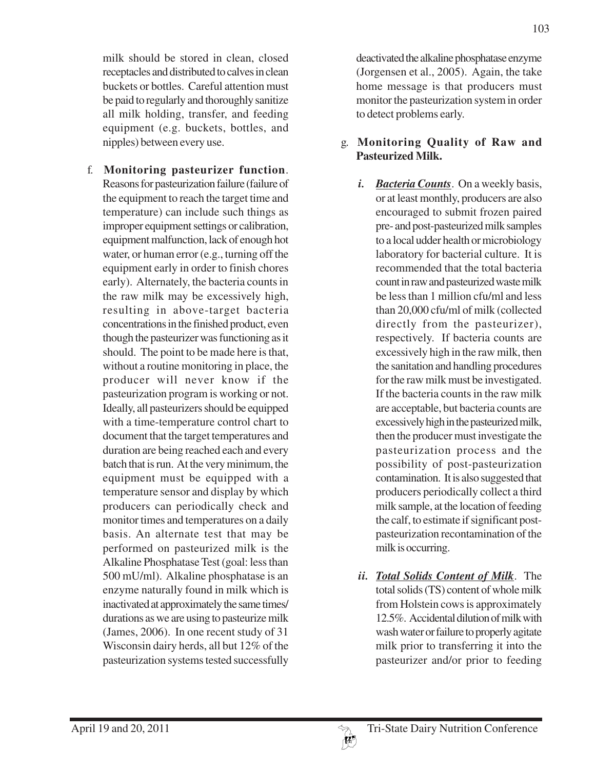milk should be stored in clean, closed receptacles and distributed to calves in clean buckets or bottles. Careful attention must be paid to regularly and thoroughly sanitize all milk holding, transfer, and feeding equipment (e.g. buckets, bottles, and nipples) between every use.

f. **Monitoring pasteurizer function**. Reasons for pasteurization failure (failure of the equipment to reach the target time and temperature) can include such things as improper equipment settings or calibration, equipment malfunction, lack of enough hot water, or human error (e.g., turning off the equipment early in order to finish chores early). Alternately, the bacteria counts in the raw milk may be excessively high, resulting in above-target bacteria concentrations in the finished product, even though the pasteurizer was functioning as it should. The point to be made here is that, without a routine monitoring in place, the producer will never know if the pasteurization program is working or not. Ideally, all pasteurizers should be equipped with a time-temperature control chart to document that the target temperatures and duration are being reached each and every batch that is run. At the very minimum, the equipment must be equipped with a temperature sensor and display by which producers can periodically check and monitor times and temperatures on a daily basis. An alternate test that may be performed on pasteurized milk is the Alkaline Phosphatase Test (goal: less than 500 mU/ml). Alkaline phosphatase is an enzyme naturally found in milk which is inactivated at approximately the same times/durations as we are using to pasteurize milk (James, 2006). In one recent study of 31 Wisconsin dairy herds, all but 12% of the pasteurization systems tested successfully deactivated the alkaline phosphatase enzyme (Jorgensen et al., 2005). Again, the take home message is that producers must monitor the pasteurization system in order to detect problems early.

g. **Monitoring Quality of Raw and Pasteurized Milk.**

*i.* ***Bacteria Counts***. On a weekly basis, or at least monthly, producers are also encouraged to submit frozen paired pre- and post-pasteurized milk samples to a local udder health or microbiology laboratory for bacterial culture. It is recommended that the total bacteria count in raw and pasteurized waste milk be less than 1 million cfu/ml and less than 20,000 cfu/ml of milk (collected directly from the pasteurizer), respectively. If bacteria counts are excessively high in the raw milk, then the sanitation and handling procedures for the raw milk must be investigated. If the bacteria counts in the raw milk are acceptable, but bacteria counts are excessively high in the pasteurized milk, then the producer must investigate the pasteurization process and the possibility of post-pasteurization contamination. It is also suggested that producers periodically collect a third milk sample, at the location of feeding the calf, to estimate if significant post-pasteurization recontamination of the milk is occurring.

*ii.* ***Total Solids Content of Milk***. The total solids (TS) content of whole milk from Holstein cows is approximately 12.5%. Accidental dilution of milk with wash water or failure to properly agitate milk prior to transferring it into the pasteurizer and/or prior to feeding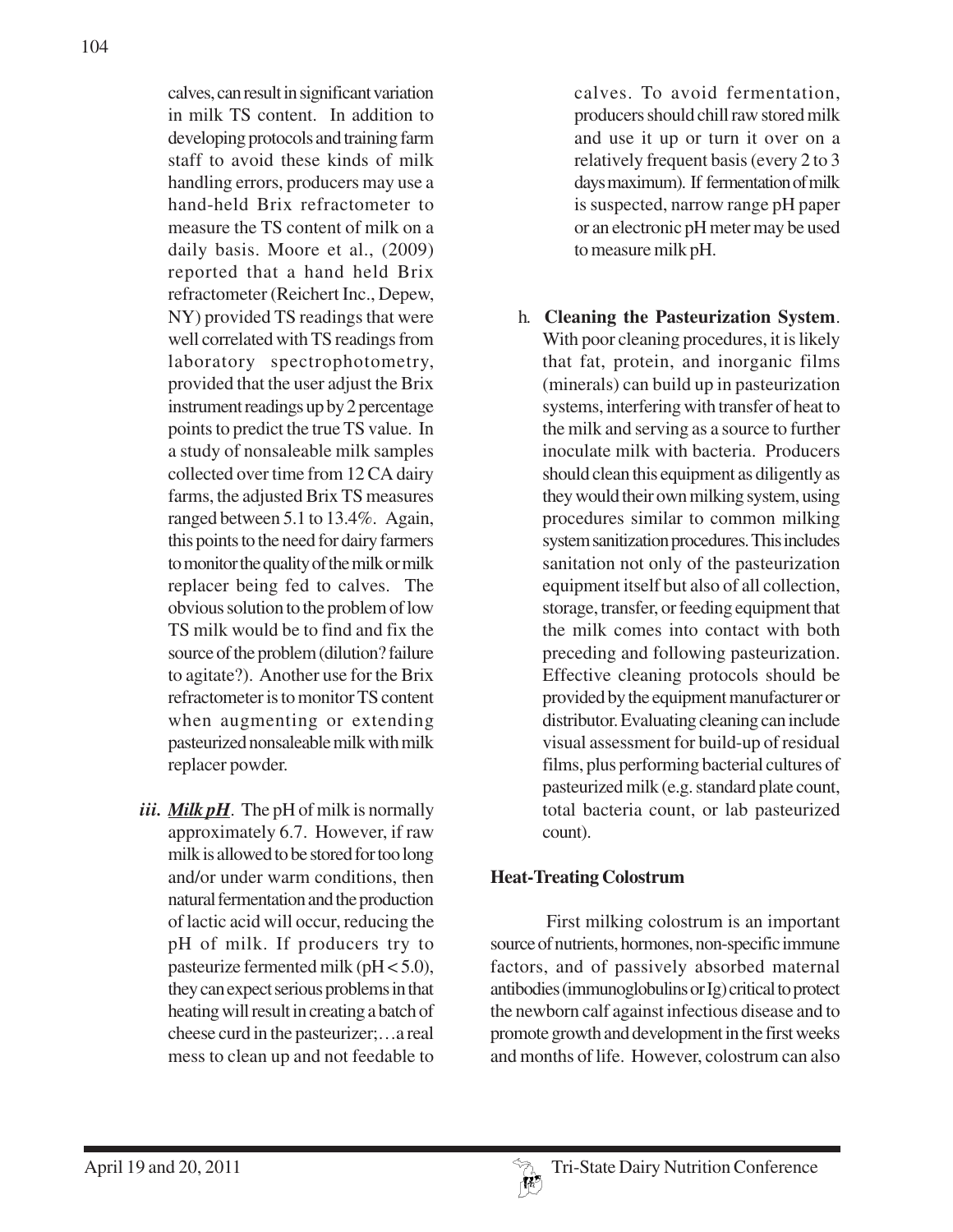calves, can result in significant variation in milk TS content. In addition to developing protocols and training farm staff to avoid these kinds of milk handling errors, producers may use a hand-held Brix refractometer to measure the TS content of milk on a daily basis. Moore et al., (2009) reported that a hand held Brix refractometer (Reichert Inc., Depew, NY) provided TS readings that were well correlated with TS readings from laboratory spectrophotometry, provided that the user adjust the Brix instrument readings up by 2 percentage points to predict the true TS value. In a study of nonsaleable milk samples collected over time from 12 CA dairy farms, the adjusted Brix TS measures ranged between 5.1 to 13.4%. Again, this points to the need for dairy farmers to monitor the quality of the milk or milk replacer being fed to calves. The obvious solution to the problem of low TS milk would be to find and fix the source of the problem (dilution? failure to agitate?). Another use for the Brix refractometer is to monitor TS content when augmenting or extending pasteurized nonsaleable milk with milk replacer powder.

*iii.* ***Milk pH***. The pH of milk is normally approximately 6.7. However, if raw milk is allowed to be stored for too long and/or under warm conditions, then natural fermentation and the production of lactic acid will occur, reducing the pH of milk. If producers try to pasteurize fermented milk (pH < 5.0), they can expect serious problems in that heating will result in creating a batch of cheese curd in the pasteurizer;…a real mess to clean up and not feedable to calves. To avoid fermentation, producers should chill raw stored milk and use it up or turn it over on a relatively frequent basis (every 2 to 3 days maximum). If fermentation of milk is suspected, narrow range pH paper or an electronic pH meter may be used to measure milk pH.

h. **Cleaning the Pasteurization System**. With poor cleaning procedures, it is likely that fat, protein, and inorganic films (minerals) can build up in pasteurization systems, interfering with transfer of heat to the milk and serving as a source to further inoculate milk with bacteria. Producers should clean this equipment as diligently as they would their own milking system, using procedures similar to common milking system sanitization procedures. This includes sanitation not only of the pasteurization equipment itself but also of all collection, storage, transfer, or feeding equipment that the milk comes into contact with both preceding and following pasteurization. Effective cleaning protocols should be provided by the equipment manufacturer or distributor. Evaluating cleaning can include visual assessment for build-up of residual films, plus performing bacterial cultures of pasteurized milk (e.g. standard plate count, total bacteria count, or lab pasteurized count).

## Heat-Treating Colostrum

First milking colostrum is an important source of nutrients, hormones, non-specific immune factors, and of passively absorbed maternal antibodies (immunoglobulins or Ig) critical to protect the newborn calf against infectious disease and to promote growth and development in the first weeks and months of life. However, colostrum can also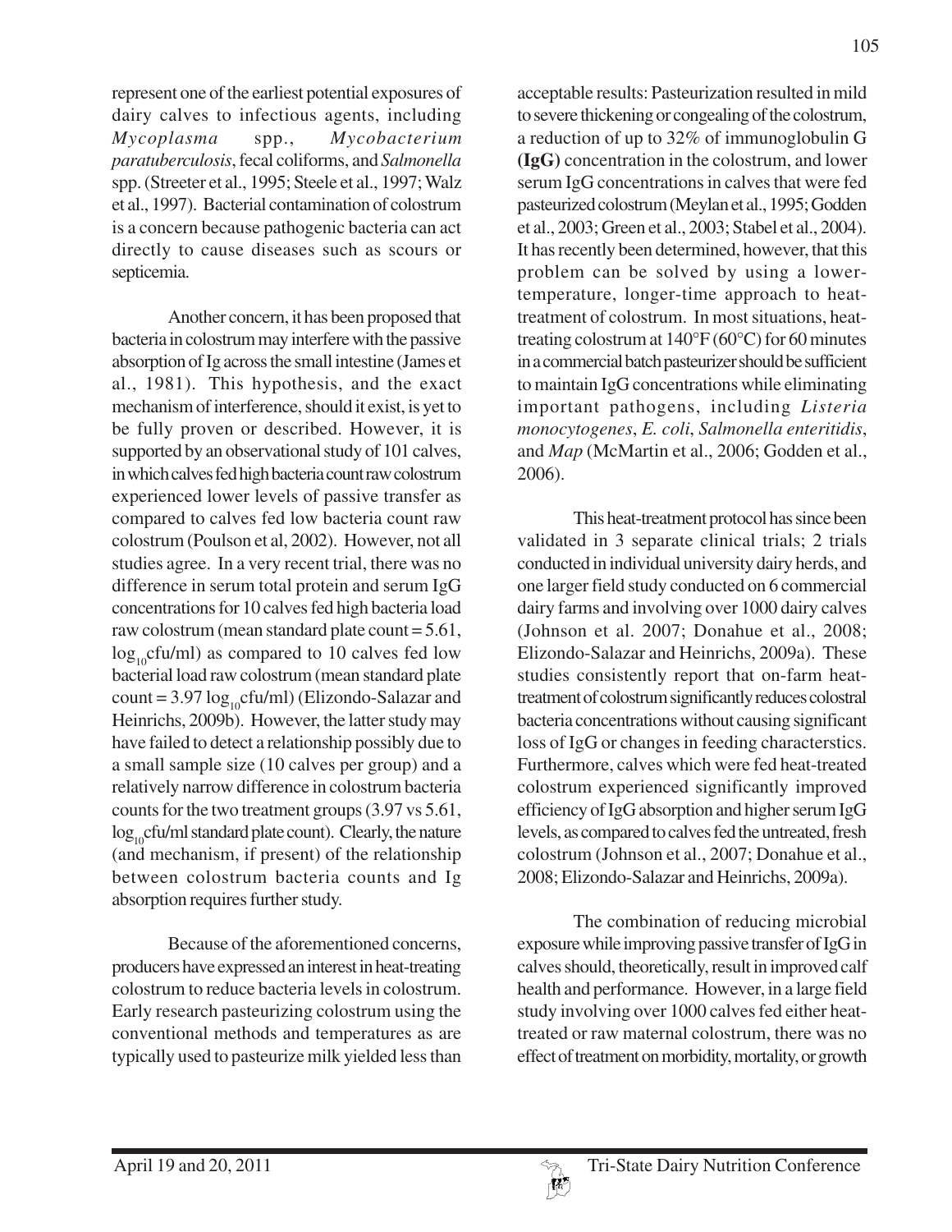represent one of the earliest potential exposures of dairy calves to infectious agents, including *Mycoplasma* spp., *Mycobacterium paratuberculosis*, fecal coliforms, and *Salmonella* spp. (Streeter et al., 1995; Steele et al., 1997; Walz et al., 1997). Bacterial contamination of colostrum is a concern because pathogenic bacteria can act directly to cause diseases such as scours or septicemia.

Another concern, it has been proposed that bacteria in colostrum may interfere with the passive absorption of Ig across the small intestine (James et al., 1981). This hypothesis, and the exact mechanism of interference, should it exist, is yet to be fully proven or described. However, it is supported by an observational study of 101 calves, in which calves fed high bacteria count raw colostrum experienced lower levels of passive transfer as compared to calves fed low bacteria count raw colostrum (Poulson et al, 2002). However, not all studies agree. In a very recent trial, there was no difference in serum total protein and serum IgG concentrations for 10 calves fed high bacteria load raw colostrum (mean standard plate count = 5.61, $\log_{10}$cfu/ml) as compared to 10 calves fed low bacterial load raw colostrum (mean standard plate count = 3.97 $\log_{10}$cfu/ml) (Elizondo-Salazar and Heinrichs, 2009b). However, the latter study may have failed to detect a relationship possibly due to a small sample size (10 calves per group) and a relatively narrow difference in colostrum bacteria counts for the two treatment groups (3.97 vs 5.61, $\log_{10}$cfu/ml standard plate count). Clearly, the nature (and mechanism, if present) of the relationship between colostrum bacteria counts and Ig absorption requires further study.

Because of the aforementioned concerns, producers have expressed an interest in heat-treating colostrum to reduce bacteria levels in colostrum. Early research pasteurizing colostrum using the conventional methods and temperatures as are typically used to pasteurize milk yielded less than acceptable results: Pasteurization resulted in mild to severe thickening or congealing of the colostrum, a reduction of up to 32% of immunoglobulin G **(IgG)** concentration in the colostrum, and lower serum IgG concentrations in calves that were fed pasteurized colostrum (Meylan et al., 1995; Godden et al., 2003; Green et al., 2003; Stabel et al., 2004). It has recently been determined, however, that this problem can be solved by using a lower-temperature, longer-time approach to heat-treatment of colostrum. In most situations, heat-treating colostrum at 140°F (60°C) for 60 minutes in a commercial batch pasteurizer should be sufficient to maintain IgG concentrations while eliminating important pathogens, including *Listeria monocytogenes*, *E. coli*, *Salmonella enteritidis*, and *Map* (McMartin et al., 2006; Godden et al., 2006).

This heat-treatment protocol has since been validated in 3 separate clinical trials; 2 trials conducted in individual university dairy herds, and one larger field study conducted on 6 commercial dairy farms and involving over 1000 dairy calves (Johnson et al. 2007; Donahue et al., 2008; Elizondo-Salazar and Heinrichs, 2009a). These studies consistently report that on-farm heat-treatment of colostrum significantly reduces colostral bacteria concentrations without causing significant loss of IgG or changes in feeding characterstics. Furthermore, calves which were fed heat-treated colostrum experienced significantly improved efficiency of IgG absorption and higher serum IgG levels, as compared to calves fed the untreated, fresh colostrum (Johnson et al., 2007; Donahue et al., 2008; Elizondo-Salazar and Heinrichs, 2009a).

The combination of reducing microbial exposure while improving passive transfer of IgG in calves should, theoretically, result in improved calf health and performance. However, in a large field study involving over 1000 calves fed either heat-treated or raw maternal colostrum, there was no effect of treatment on morbidity, mortality, or growth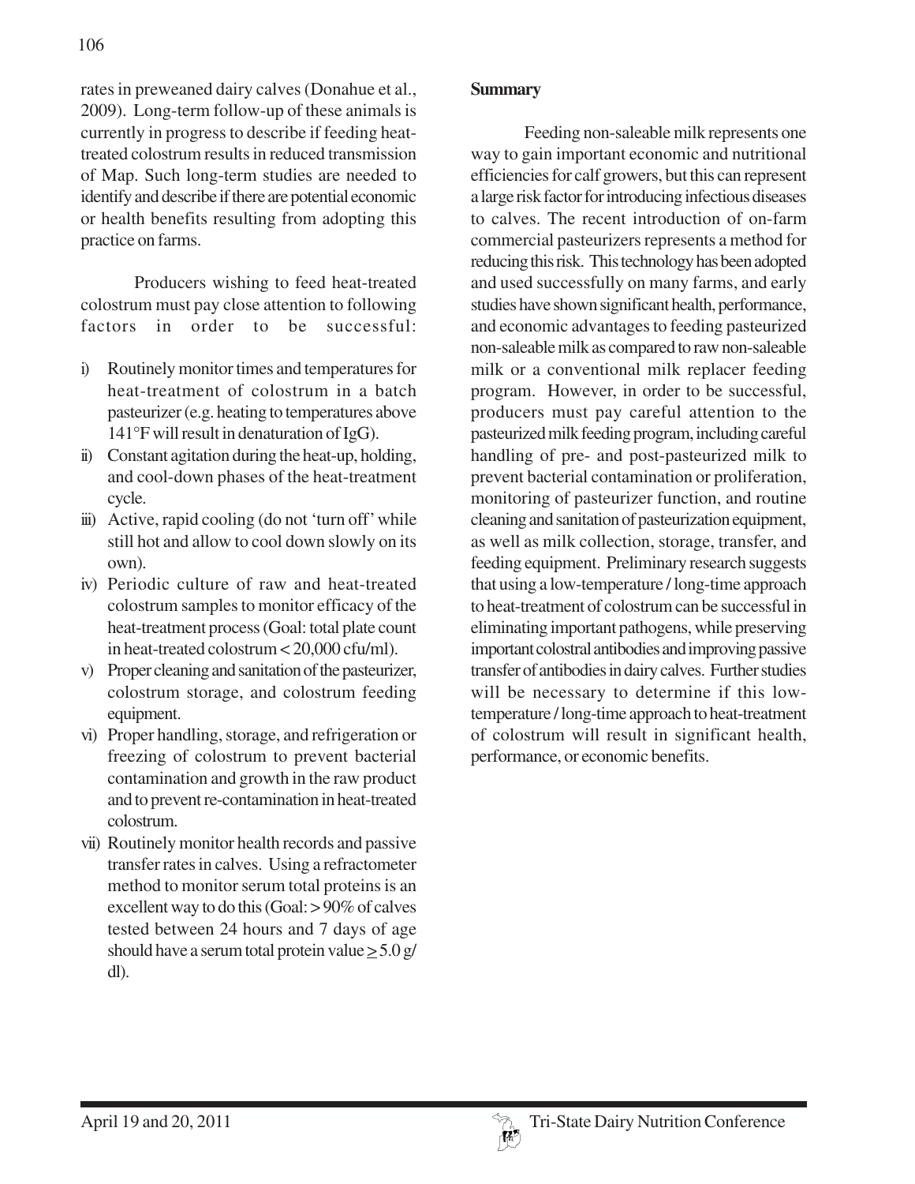rates in preweaned dairy calves (Donahue et al., 2009). Long-term follow-up of these animals is currently in progress to describe if feeding heat-treated colostrum results in reduced transmission of Map. Such long-term studies are needed to identify and describe if there are potential economic or health benefits resulting from adopting this practice on farms.

Producers wishing to feed heat-treated colostrum must pay close attention to following factors in order to be successful:

i) Routinely monitor times and temperatures for heat-treatment of colostrum in a batch pasteurizer (e.g. heating to temperatures above 141°F will result in denaturation of IgG).
ii) Constant agitation during the heat-up, holding, and cool-down phases of the heat-treatment cycle.
iii) Active, rapid cooling (do not 'turn off' while still hot and allow to cool down slowly on its own).
iv) Periodic culture of raw and heat-treated colostrum samples to monitor efficacy of the heat-treatment process (Goal: total plate count in heat-treated colostrum < 20,000 cfu/ml).
v) Proper cleaning and sanitation of the pasteurizer, colostrum storage, and colostrum feeding equipment.
vi) Proper handling, storage, and refrigeration or freezing of colostrum to prevent bacterial contamination and growth in the raw product and to prevent re-contamination in heat-treated colostrum.
vii) Routinely monitor health records and passive transfer rates in calves. Using a refractometer method to monitor serum total proteins is an excellent way to do this (Goal: > 90% of calves tested between 24 hours and 7 days of age should have a serum total protein value $\geq$ 5.0 g/dl).

**Summary**

Feeding non-saleable milk represents one way to gain important economic and nutritional efficiencies for calf growers, but this can represent a large risk factor for introducing infectious diseases to calves. The recent introduction of on-farm commercial pasteurizers represents a method for reducing this risk. This technology has been adopted and used successfully on many farms, and early studies have shown significant health, performance, and economic advantages to feeding pasteurized non-saleable milk as compared to raw non-saleable milk or a conventional milk replacer feeding program. However, in order to be successful, producers must pay careful attention to the pasteurized milk feeding program, including careful handling of pre- and post-pasteurized milk to prevent bacterial contamination or proliferation, monitoring of pasteurizer function, and routine cleaning and sanitation of pasteurization equipment, as well as milk collection, storage, transfer, and feeding equipment. Preliminary research suggests that using a low-temperature / long-time approach to heat-treatment of colostrum can be successful in eliminating important pathogens, while preserving important colostral antibodies and improving passive transfer of antibodies in dairy calves. Further studies will be necessary to determine if this low-temperature / long-time approach to heat-treatment of colostrum will result in significant health, performance, or economic benefits.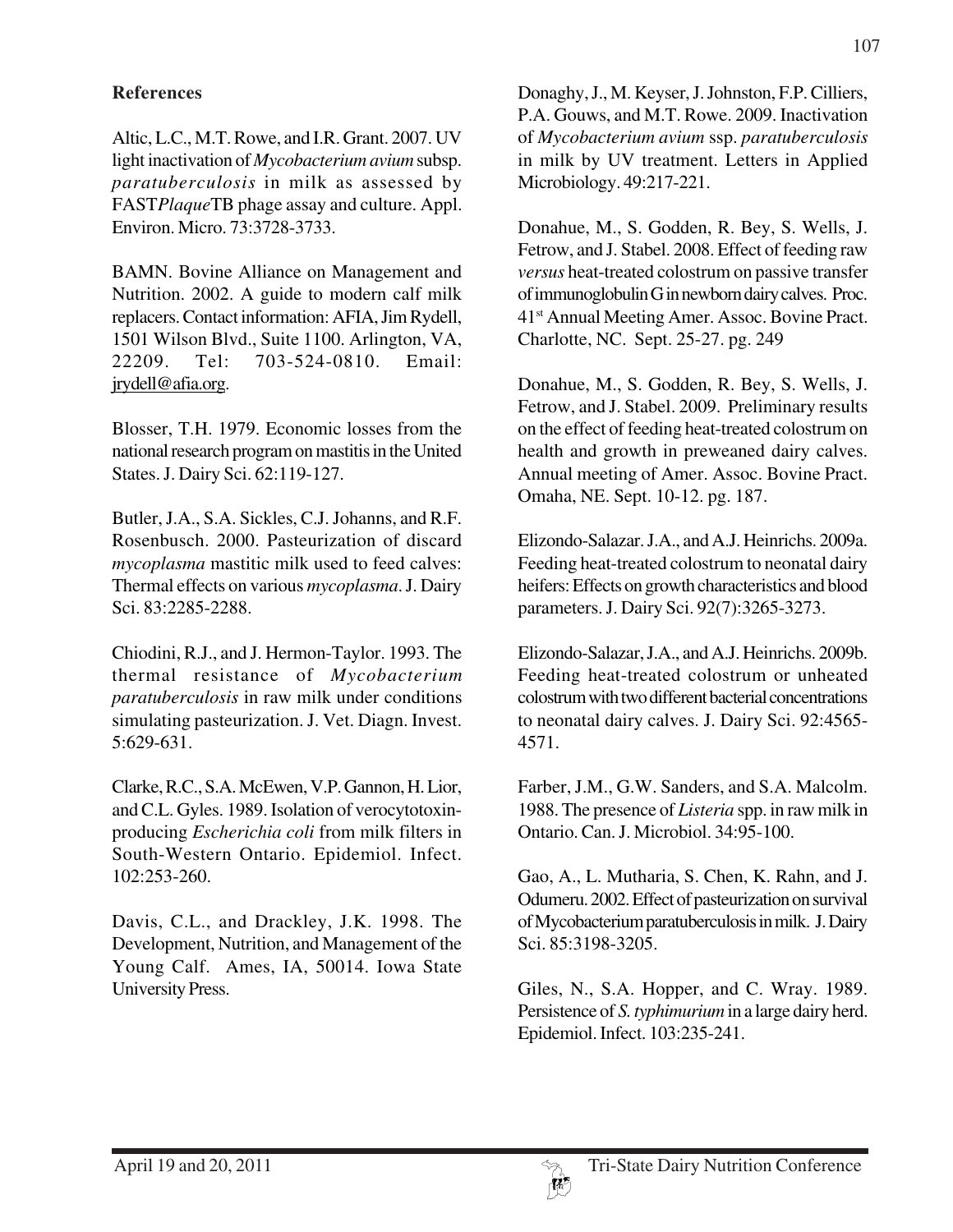### References

Altic, L.C., M.T. Rowe, and I.R. Grant. 2007. UV light inactivation of *Mycobacterium avium* subsp. *paratuberculosis* in milk as assessed by FAST*Plaque*TB phage assay and culture. Appl. Environ. Micro. 73:3728-3733.

BAMN. Bovine Alliance on Management and Nutrition. 2002. A guide to modern calf milk replacers. Contact information: AFIA, Jim Rydell, 1501 Wilson Blvd., Suite 1100. Arlington, VA, 22209. Tel: 703-524-0810. Email: jrydell@afia.org.

Blosser, T.H. 1979. Economic losses from the national research program on mastitis in the United States. J. Dairy Sci. 62:119-127.

Butler, J.A., S.A. Sickles, C.J. Johanns, and R.F. Rosenbusch. 2000. Pasteurization of discard *mycoplasma* mastitic milk used to feed calves: Thermal effects on various *mycoplasma*. J. Dairy Sci. 83:2285-2288.

Chiodini, R.J., and J. Hermon-Taylor. 1993. The thermal resistance of *Mycobacterium paratuberculosis* in raw milk under conditions simulating pasteurization. J. Vet. Diagn. Invest. 5:629-631.

Clarke, R.C., S.A. McEwen, V.P. Gannon, H. Lior, and C.L. Gyles. 1989. Isolation of verocytotoxin-producing *Escherichia coli* from milk filters in South-Western Ontario. Epidemiol. Infect. 102:253-260.

Davis, C.L., and Drackley, J.K. 1998. The Development, Nutrition, and Management of the Young Calf. Ames, IA, 50014. Iowa State University Press.

Donaghy, J., M. Keyser, J. Johnston, F.P. Cilliers, P.A. Gouws, and M.T. Rowe. 2009. Inactivation of *Mycobacterium avium* ssp. *paratuberculosis* in milk by UV treatment. Letters in Applied Microbiology. 49:217-221.

Donahue, M., S. Godden, R. Bey, S. Wells, J. Fetrow, and J. Stabel. 2008. Effect of feeding raw *versus* heat-treated colostrum on passive transfer of immunoglobulin G in newborn dairy calves. Proc. 41st Annual Meeting Amer. Assoc. Bovine Pract. Charlotte, NC. Sept. 25-27. pg. 249

Donahue, M., S. Godden, R. Bey, S. Wells, J. Fetrow, and J. Stabel. 2009. Preliminary results on the effect of feeding heat-treated colostrum on health and growth in preweaned dairy calves. Annual meeting of Amer. Assoc. Bovine Pract. Omaha, NE. Sept. 10-12. pg. 187.

Elizondo-Salazar. J.A., and A.J. Heinrichs. 2009a. Feeding heat-treated colostrum to neonatal dairy heifers: Effects on growth characteristics and blood parameters. J. Dairy Sci. 92(7):3265-3273.

Elizondo-Salazar, J.A., and A.J. Heinrichs. 2009b. Feeding heat-treated colostrum or unheated colostrum with two different bacterial concentrations to neonatal dairy calves. J. Dairy Sci. 92:4565-4571.

Farber, J.M., G.W. Sanders, and S.A. Malcolm. 1988. The presence of *Listeria* spp. in raw milk in Ontario. Can. J. Microbiol. 34:95-100.

Gao, A., L. Mutharia, S. Chen, K. Rahn, and J. Odumeru. 2002. Effect of pasteurization on survival of Mycobacterium paratuberculosis in milk. J. Dairy Sci. 85:3198-3205.

Giles, N., S.A. Hopper, and C. Wray. 1989. Persistence of *S. typhimurium* in a large dairy herd. Epidemiol. Infect. 103:235-241.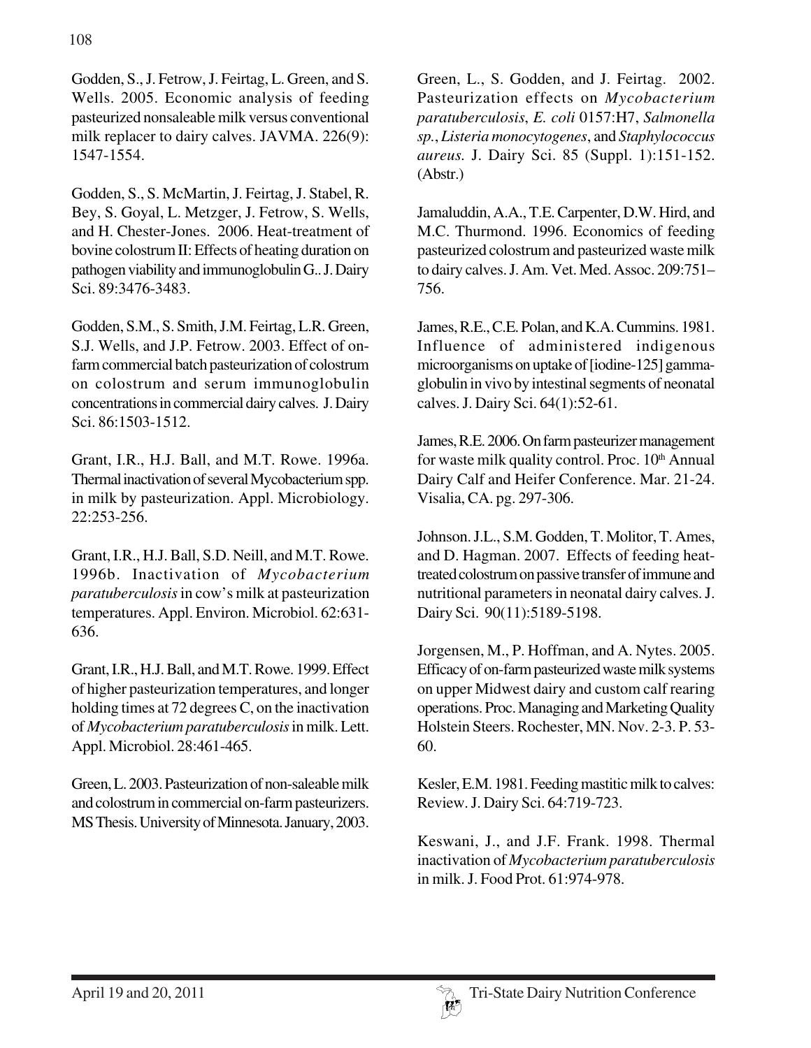Godden, S., J. Fetrow, J. Feirtag, L. Green, and S. Wells. 2005. Economic analysis of feeding pasteurized nonsaleable milk versus conventional milk replacer to dairy calves. JAVMA. 226(9): 1547-1554.

Godden, S., S. McMartin, J. Feirtag, J. Stabel, R. Bey, S. Goyal, L. Metzger, J. Fetrow, S. Wells, and H. Chester-Jones. 2006. Heat-treatment of bovine colostrum II: Effects of heating duration on pathogen viability and immunoglobulin G.. J. Dairy Sci. 89:3476-3483.

Godden, S.M., S. Smith, J.M. Feirtag, L.R. Green, S.J. Wells, and J.P. Fetrow. 2003. Effect of on-farm commercial batch pasteurization of colostrum on colostrum and serum immunoglobulin concentrations in commercial dairy calves. J. Dairy Sci. 86:1503-1512.

Grant, I.R., H.J. Ball, and M.T. Rowe. 1996a. Thermal inactivation of several Mycobacterium spp. in milk by pasteurization. Appl. Microbiology. 22:253-256.

Grant, I.R., H.J. Ball, S.D. Neill, and M.T. Rowe. 1996b. Inactivation of *Mycobacterium paratuberculosis* in cow's milk at pasteurization temperatures. Appl. Environ. Microbiol. 62:631-636.

Grant, I.R., H.J. Ball, and M.T. Rowe. 1999. Effect of higher pasteurization temperatures, and longer holding times at 72 degrees C, on the inactivation of *Mycobacterium paratuberculosis* in milk. Lett. Appl. Microbiol. 28:461-465.

Green, L. 2003. Pasteurization of non-saleable milk and colostrum in commercial on-farm pasteurizers. MS Thesis. University of Minnesota. January, 2003.

Green, L., S. Godden, and J. Feirtag. 2002. Pasteurization effects on *Mycobacterium paratuberculosis*, *E. coli* 0157:H7, *Salmonella sp.*, *Listeria monocytogenes*, and *Staphylococcus aureus*. J. Dairy Sci. 85 (Suppl. 1):151-152. (Abstr.)

Jamaluddin, A.A., T.E. Carpenter, D.W. Hird, and M.C. Thurmond. 1996. Economics of feeding pasteurized colostrum and pasteurized waste milk to dairy calves. J. Am. Vet. Med. Assoc. 209:751–756.

James, R.E., C.E. Polan, and K.A. Cummins. 1981. Influence of administered indigenous microorganisms on uptake of [iodine-125] gamma-globulin in vivo by intestinal segments of neonatal calves. J. Dairy Sci. 64(1):52-61.

James, R.E. 2006. On farm pasteurizer management for waste milk quality control. Proc. 10th Annual Dairy Calf and Heifer Conference. Mar. 21-24. Visalia, CA. pg. 297-306.

Johnson. J.L., S.M. Godden, T. Molitor, T. Ames, and D. Hagman. 2007. Effects of feeding heat-treated colostrum on passive transfer of immune and nutritional parameters in neonatal dairy calves. J. Dairy Sci. 90(11):5189-5198.

Jorgensen, M., P. Hoffman, and A. Nytes. 2005. Efficacy of on-farm pasteurized waste milk systems on upper Midwest dairy and custom calf rearing operations. Proc. Managing and Marketing Quality Holstein Steers. Rochester, MN. Nov. 2-3. P. 53-60.

Kesler, E.M. 1981. Feeding mastitic milk to calves: Review. J. Dairy Sci. 64:719-723.

Keswani, J., and J.F. Frank. 1998. Thermal inactivation of *Mycobacterium paratuberculosis* in milk. J. Food Prot. 61:974-978.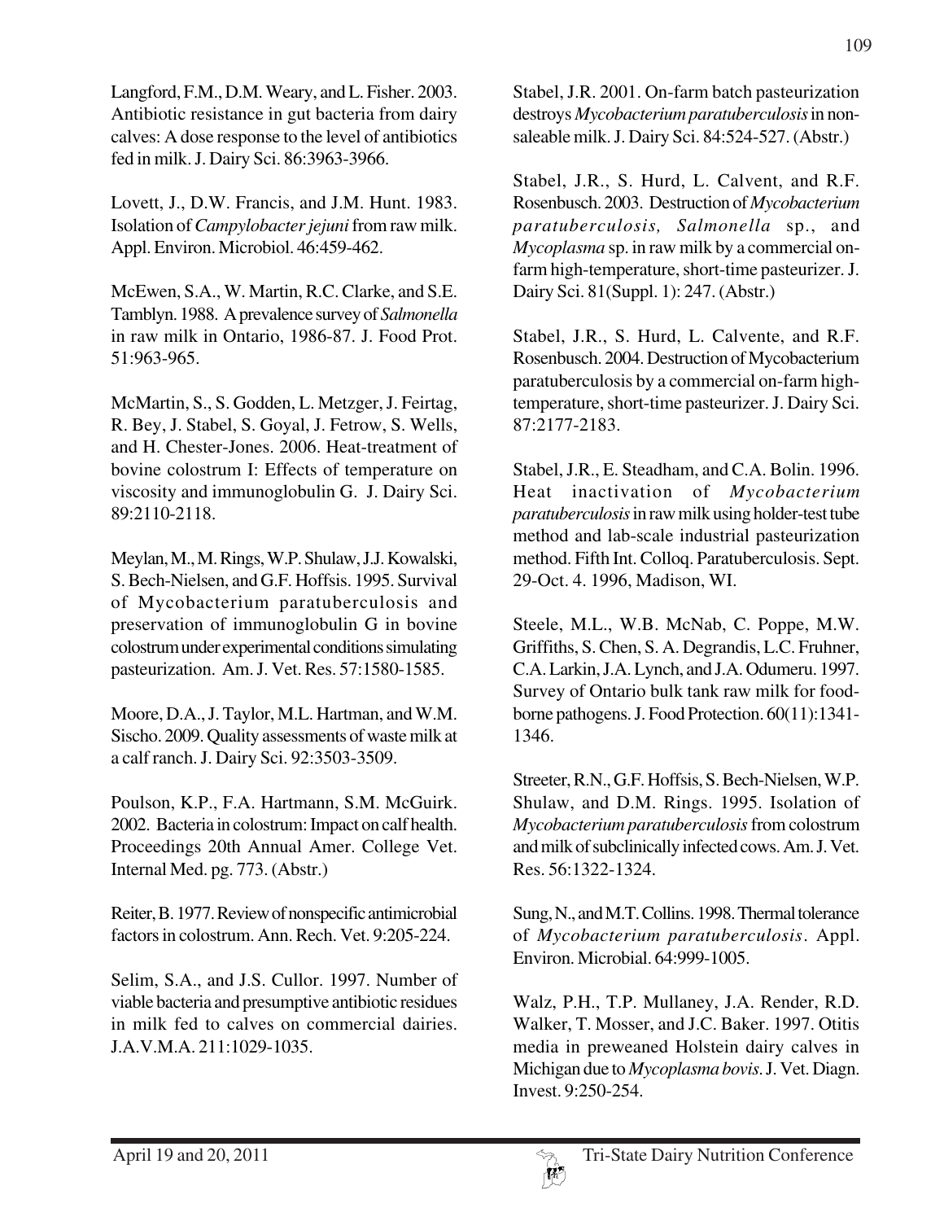Langford, F.M., D.M. Weary, and L. Fisher. 2003. Antibiotic resistance in gut bacteria from dairy calves: A dose response to the level of antibiotics fed in milk. J. Dairy Sci. 86:3963-3966.

Lovett, J., D.W. Francis, and J.M. Hunt. 1983. Isolation of *Campylobacter jejuni* from raw milk. Appl. Environ. Microbiol. 46:459-462.

McEwen, S.A., W. Martin, R.C. Clarke, and S.E. Tamblyn. 1988. A prevalence survey of *Salmonella* in raw milk in Ontario, 1986-87. J. Food Prot. 51:963-965.

McMartin, S., S. Godden, L. Metzger, J. Feirtag, R. Bey, J. Stabel, S. Goyal, J. Fetrow, S. Wells, and H. Chester-Jones. 2006. Heat-treatment of bovine colostrum I: Effects of temperature on viscosity and immunoglobulin G. J. Dairy Sci. 89:2110-2118.

Meylan, M., M. Rings, W.P. Shulaw, J.J. Kowalski, S. Bech-Nielsen, and G.F. Hoffsis. 1995. Survival of Mycobacterium paratuberculosis and preservation of immunoglobulin G in bovine colostrum under experimental conditions simulating pasteurization. Am. J. Vet. Res. 57:1580-1585.

Moore, D.A., J. Taylor, M.L. Hartman, and W.M. Sischo. 2009. Quality assessments of waste milk at a calf ranch. J. Dairy Sci. 92:3503-3509.

Poulson, K.P., F.A. Hartmann, S.M. McGuirk. 2002. Bacteria in colostrum: Impact on calf health. Proceedings 20th Annual Amer. College Vet. Internal Med. pg. 773. (Abstr.)

Reiter, B. 1977. Review of nonspecific antimicrobial factors in colostrum. Ann. Rech. Vet. 9:205-224.

Selim, S.A., and J.S. Cullor. 1997. Number of viable bacteria and presumptive antibiotic residues in milk fed to calves on commercial dairies. J.A.V.M.A. 211:1029-1035.

Stabel, J.R. 2001. On-farm batch pasteurization destroys *Mycobacterium paratuberculosis* in non-saleable milk. J. Dairy Sci. 84:524-527. (Abstr.)

Stabel, J.R., S. Hurd, L. Calvent, and R.F. Rosenbusch. 2003. Destruction of *Mycobacterium paratuberculosis, Salmonella* sp., and *Mycoplasma* sp. in raw milk by a commercial on-farm high-temperature, short-time pasteurizer. J. Dairy Sci. 81(Suppl. 1): 247. (Abstr.)

Stabel, J.R., S. Hurd, L. Calvente, and R.F. Rosenbusch. 2004. Destruction of Mycobacterium paratuberculosis by a commercial on-farm high-temperature, short-time pasteurizer. J. Dairy Sci. 87:2177-2183.

Stabel, J.R., E. Steadham, and C.A. Bolin. 1996. Heat inactivation of *Mycobacterium paratuberculosis* in raw milk using holder-test tube method and lab-scale industrial pasteurization method. Fifth Int. Colloq. Paratuberculosis. Sept. 29-Oct. 4. 1996, Madison, WI.

Steele, M.L., W.B. McNab, C. Poppe, M.W. Griffiths, S. Chen, S. A. Degrandis, L.C. Fruhner, C.A. Larkin, J.A. Lynch, and J.A. Odumeru. 1997. Survey of Ontario bulk tank raw milk for food-borne pathogens. J. Food Protection. 60(11):1341-1346.

Streeter, R.N., G.F. Hoffsis, S. Bech-Nielsen, W.P. Shulaw, and D.M. Rings. 1995. Isolation of *Mycobacterium paratuberculosis* from colostrum and milk of subclinically infected cows. Am. J. Vet. Res. 56:1322-1324.

Sung, N., and M.T. Collins. 1998. Thermal tolerance of *Mycobacterium paratuberculosis*. Appl. Environ. Microbial. 64:999-1005.

Walz, P.H., T.P. Mullaney, J.A. Render, R.D. Walker, T. Mosser, and J.C. Baker. 1997. Otitis media in preweaned Holstein dairy calves in Michigan due to *Mycoplasma bovis*. J. Vet. Diagn. Invest. 9:250-254.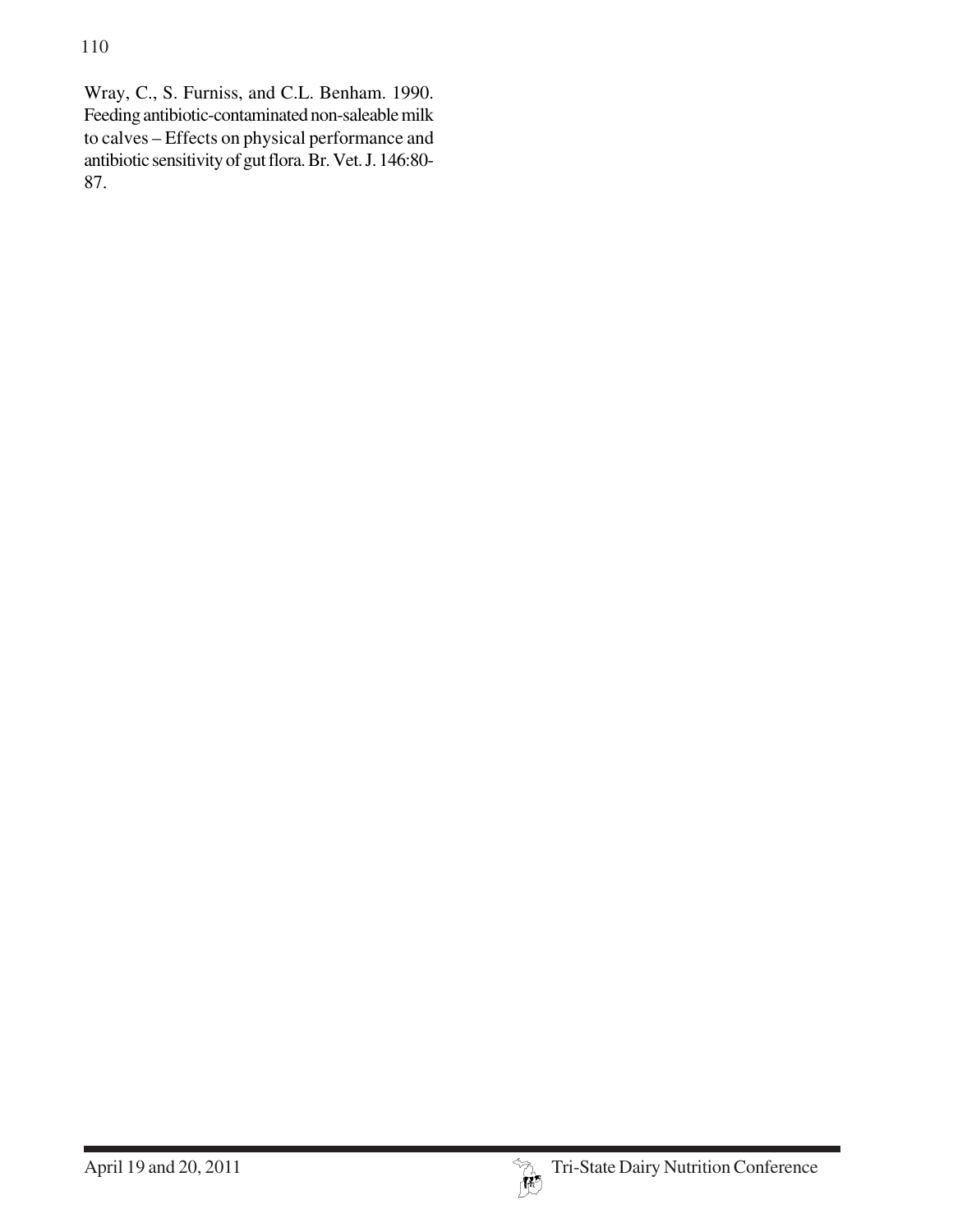Wray, C., S. Furniss, and C.L. Benham. 1990. Feeding antibiotic-contaminated non-saleable milk to calves – Effects on physical performance and antibiotic sensitivity of gut flora. Br. Vet. J. 146:80-87.